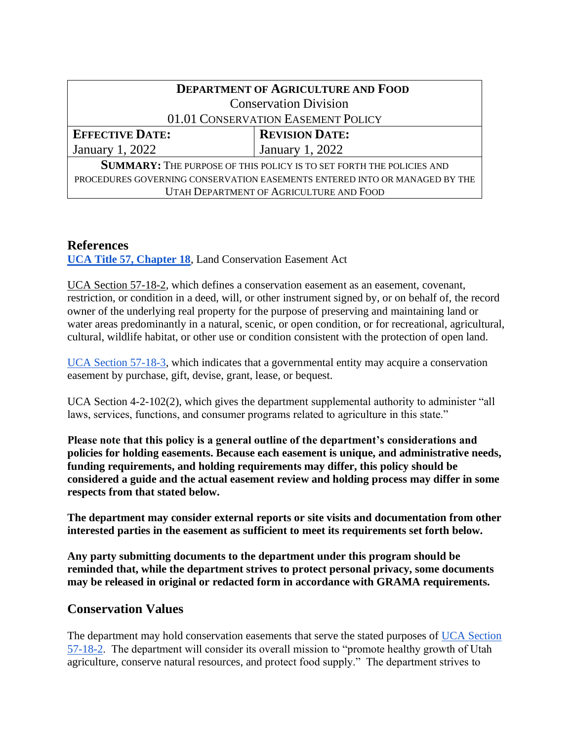| **DEPARTMENT OF AGRICULTURE AND FOOD** | |
|---|---|
| Conservation Division | |
| 01.01 CONSERVATION EASEMENT POLICY | |
| **EFFECTIVE DATE:** | **REVISION DATE:** |
| January 1, 2022 | January 1, 2022 |
| **SUMMARY:** THE PURPOSE OF THIS POLICY IS TO SET FORTH THE POLICIES AND PROCEDURES GOVERNING CONSERVATION EASEMENTS ENTERED INTO OR MANAGED BY THE UTAH DEPARTMENT OF AGRICULTURE AND FOOD | |

## References

**UCA Title 57, Chapter 18**, Land Conservation Easement Act

UCA Section 57-18-2, which defines a conservation easement as an easement, covenant, restriction, or condition in a deed, will, or other instrument signed by, or on behalf of, the record owner of the underlying real property for the purpose of preserving and maintaining land or water areas predominantly in a natural, scenic, or open condition, or for recreational, agricultural, cultural, wildlife habitat, or other use or condition consistent with the protection of open land.

UCA Section 57-18-3, which indicates that a governmental entity may acquire a conservation easement by purchase, gift, devise, grant, lease, or bequest.

UCA Section 4-2-102(2), which gives the department supplemental authority to administer "all laws, services, functions, and consumer programs related to agriculture in this state."

**Please note that this policy is a general outline of the department's considerations and policies for holding easements. Because each easement is unique, and administrative needs, funding requirements, and holding requirements may differ, this policy should be considered a guide and the actual easement review and holding process may differ in some respects from that stated below.**

**The department may consider external reports or site visits and documentation from other interested parties in the easement as sufficient to meet its requirements set forth below.**

**Any party submitting documents to the department under this program should be reminded that, while the department strives to protect personal privacy, some documents may be released in original or redacted form in accordance with GRAMA requirements.**

## Conservation Values

The department may hold conservation easements that serve the stated purposes of UCA Section 57-18-2. The department will consider its overall mission to "promote healthy growth of Utah agriculture, conserve natural resources, and protect food supply." The department strives to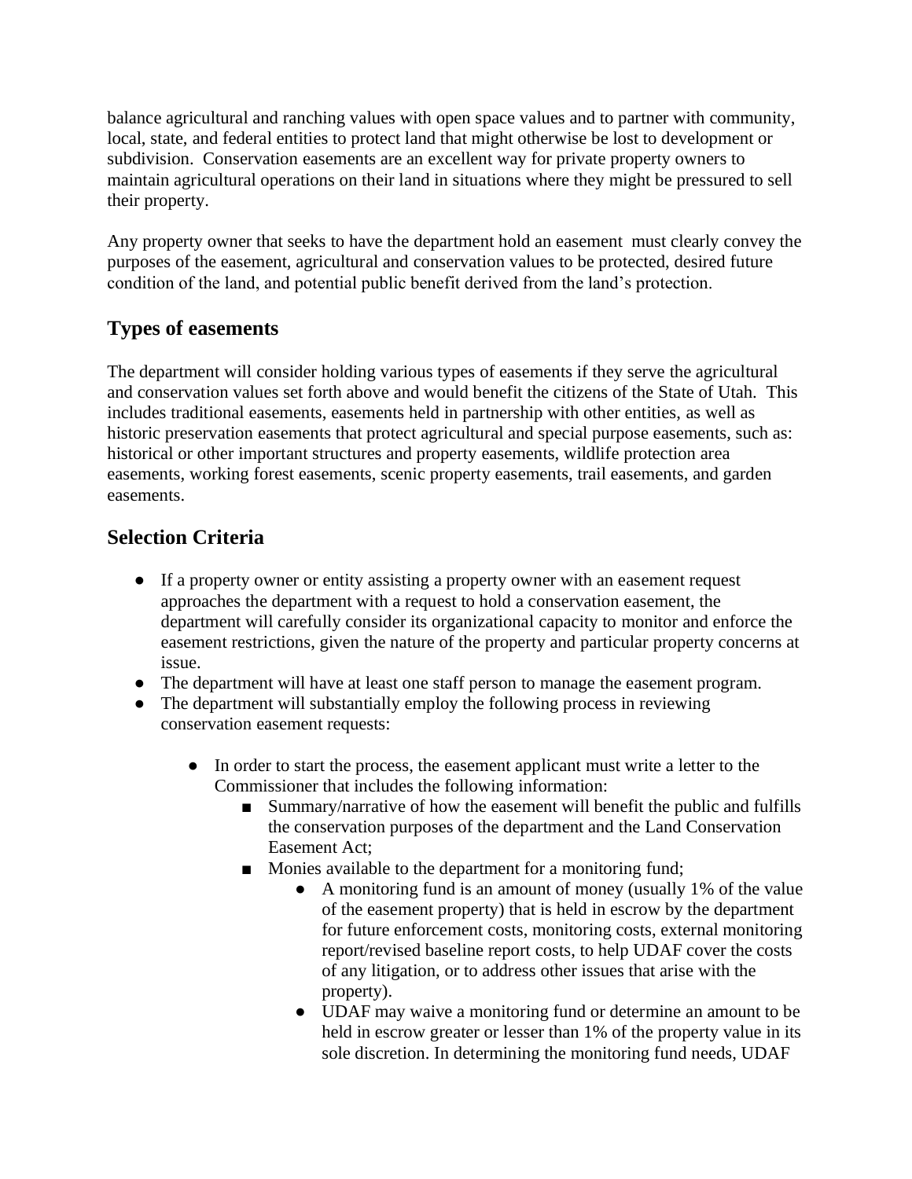balance agricultural and ranching values with open space values and to partner with community, local, state, and federal entities to protect land that might otherwise be lost to development or subdivision. Conservation easements are an excellent way for private property owners to maintain agricultural operations on their land in situations where they might be pressured to sell their property.

Any property owner that seeks to have the department hold an easement must clearly convey the purposes of the easement, agricultural and conservation values to be protected, desired future condition of the land, and potential public benefit derived from the land's protection.

## Types of easements

The department will consider holding various types of easements if they serve the agricultural and conservation values set forth above and would benefit the citizens of the State of Utah. This includes traditional easements, easements held in partnership with other entities, as well as historic preservation easements that protect agricultural and special purpose easements, such as: historical or other important structures and property easements, wildlife protection area easements, working forest easements, scenic property easements, trail easements, and garden easements.

## Selection Criteria

- If a property owner or entity assisting a property owner with an easement request approaches the department with a request to hold a conservation easement, the department will carefully consider its organizational capacity to monitor and enforce the easement restrictions, given the nature of the property and particular property concerns at issue.
- The department will have at least one staff person to manage the easement program.
- The department will substantially employ the following process in reviewing conservation easement requests:
    - In order to start the process, the easement applicant must write a letter to the Commissioner that includes the following information:
        - Summary/narrative of how the easement will benefit the public and fulfills the conservation purposes of the department and the Land Conservation Easement Act;
        - Monies available to the department for a monitoring fund;
            - A monitoring fund is an amount of money (usually 1% of the value of the easement property) that is held in escrow by the department for future enforcement costs, monitoring costs, external monitoring report/revised baseline report costs, to help UDAF cover the costs of any litigation, or to address other issues that arise with the property).
            - UDAF may waive a monitoring fund or determine an amount to be held in escrow greater or lesser than 1% of the property value in its sole discretion. In determining the monitoring fund needs, UDAF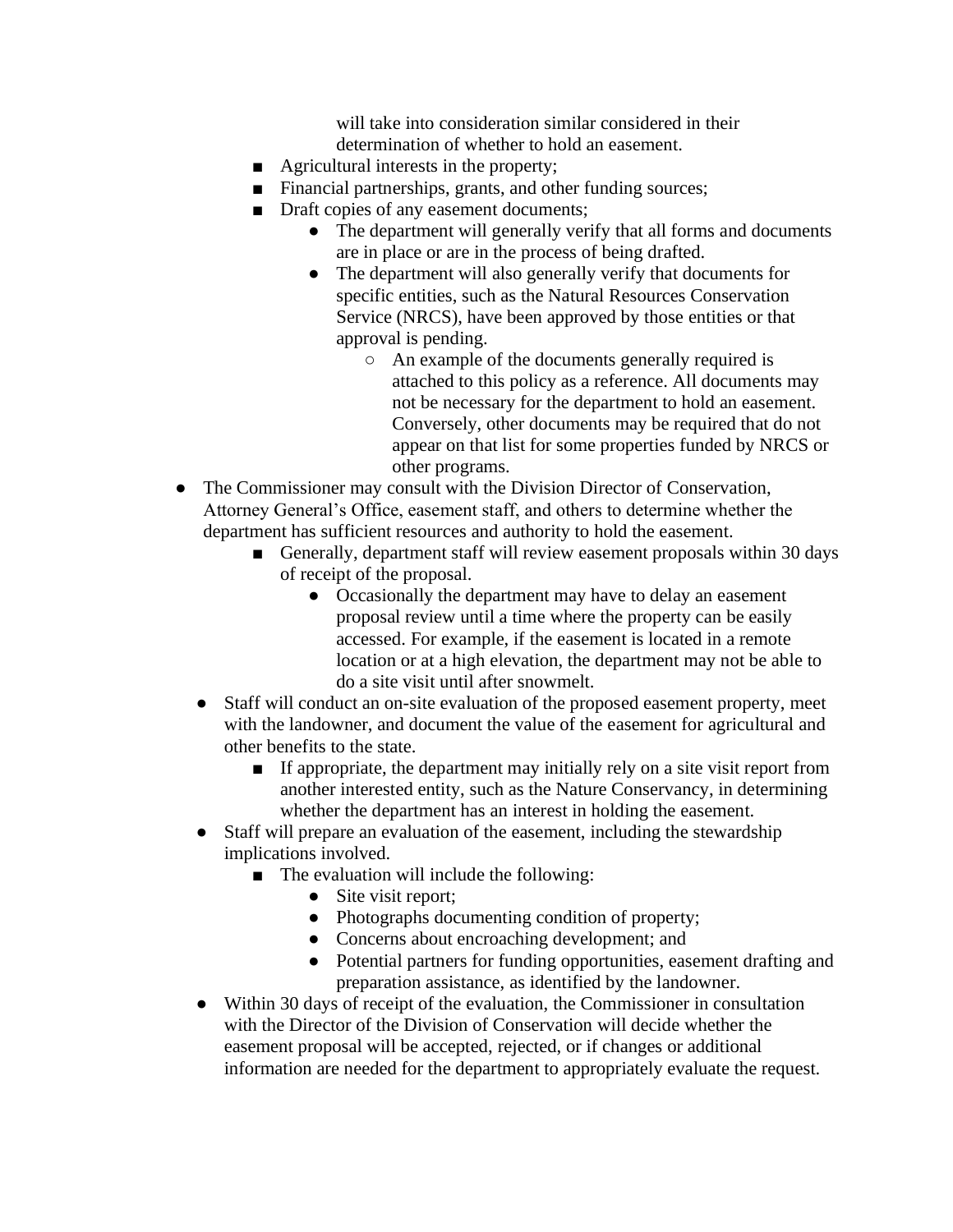will take into consideration similar considered in their determination of whether to hold an easement.

- Agricultural interests in the property;
- Financial partnerships, grants, and other funding sources;
- Draft copies of any easement documents;
  - The department will generally verify that all forms and documents are in place or are in the process of being drafted.
  - The department will also generally verify that documents for specific entities, such as the Natural Resources Conservation Service (NRCS), have been approved by those entities or that approval is pending.
    - An example of the documents generally required is attached to this policy as a reference. All documents may not be necessary for the department to hold an easement. Conversely, other documents may be required that do not appear on that list for some properties funded by NRCS or other programs.

- The Commissioner may consult with the Division Director of Conservation, Attorney General's Office, easement staff, and others to determine whether the department has sufficient resources and authority to hold the easement.
  - Generally, department staff will review easement proposals within 30 days of receipt of the proposal.
    - Occasionally the department may have to delay an easement proposal review until a time where the property can be easily accessed. For example, if the easement is located in a remote location or at a high elevation, the department may not be able to do a site visit until after snowmelt.
- Staff will conduct an on-site evaluation of the proposed easement property, meet with the landowner, and document the value of the easement for agricultural and other benefits to the state.
  - If appropriate, the department may initially rely on a site visit report from another interested entity, such as the Nature Conservancy, in determining whether the department has an interest in holding the easement.
- Staff will prepare an evaluation of the easement, including the stewardship implications involved.
  - The evaluation will include the following:
    - Site visit report;
    - Photographs documenting condition of property;
    - Concerns about encroaching development; and
    - Potential partners for funding opportunities, easement drafting and preparation assistance, as identified by the landowner.
- Within 30 days of receipt of the evaluation, the Commissioner in consultation with the Director of the Division of Conservation will decide whether the easement proposal will be accepted, rejected, or if changes or additional information are needed for the department to appropriately evaluate the request.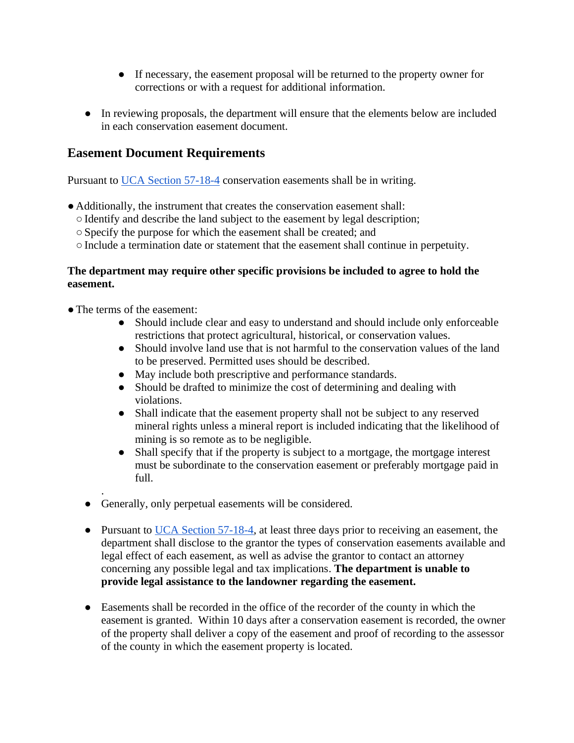- If necessary, the easement proposal will be returned to the property owner for corrections or with a request for additional information.

- In reviewing proposals, the department will ensure that the elements below are included in each conservation easement document.

## Easement Document Requirements

Pursuant to [UCA Section 57-18-4](UCA Section 57-18-4) conservation easements shall be in writing.

- Additionally, the instrument that creates the conservation easement shall:
  - Identify and describe the land subject to the easement by legal description;
  - Specify the purpose for which the easement shall be created; and
  - Include a termination date or statement that the easement shall continue in perpetuity.

**The department may require other specific provisions be included to agree to hold the easement.**

- The terms of the easement:
  - Should include clear and easy to understand and should include only enforceable restrictions that protect agricultural, historical, or conservation values.
  - Should involve land use that is not harmful to the conservation values of the land to be preserved. Permitted uses should be described.
  - May include both prescriptive and performance standards.
  - Should be drafted to minimize the cost of determining and dealing with violations.
  - Shall indicate that the easement property shall not be subject to any reserved mineral rights unless a mineral report is included indicating that the likelihood of mining is so remote as to be negligible.
  - Shall specify that if the property is subject to a mortgage, the mortgage interest must be subordinate to the conservation easement or preferably mortgage paid in full.

.

- Generally, only perpetual easements will be considered.

- Pursuant to [UCA Section 57-18-4](UCA Section 57-18-4), at least three days prior to receiving an easement, the department shall disclose to the grantor the types of conservation easements available and legal effect of each easement, as well as advise the grantor to contact an attorney concerning any possible legal and tax implications. **The department is unable to provide legal assistance to the landowner regarding the easement.**

- Easements shall be recorded in the office of the recorder of the county in which the easement is granted. Within 10 days after a conservation easement is recorded, the owner of the property shall deliver a copy of the easement and proof of recording to the assessor of the county in which the easement property is located.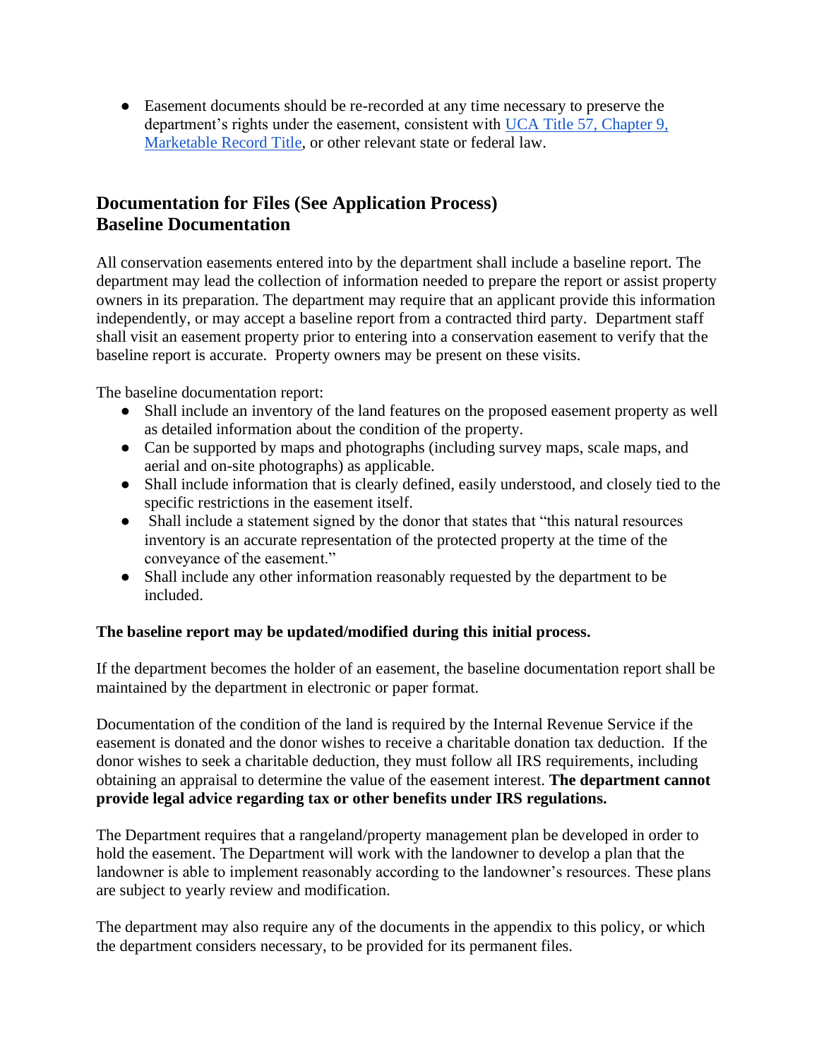- Easement documents should be re-recorded at any time necessary to preserve the department's rights under the easement, consistent with [UCA Title 57, Chapter 9, Marketable Record Title], or other relevant state or federal law.

## Documentation for Files (See Application Process)
## Baseline Documentation

All conservation easements entered into by the department shall include a baseline report. The department may lead the collection of information needed to prepare the report or assist property owners in its preparation. The department may require that an applicant provide this information independently, or may accept a baseline report from a contracted third party. Department staff shall visit an easement property prior to entering into a conservation easement to verify that the baseline report is accurate. Property owners may be present on these visits.

The baseline documentation report:

- Shall include an inventory of the land features on the proposed easement property as well as detailed information about the condition of the property.
- Can be supported by maps and photographs (including survey maps, scale maps, and aerial and on-site photographs) as applicable.
- Shall include information that is clearly defined, easily understood, and closely tied to the specific restrictions in the easement itself.
- Shall include a statement signed by the donor that states that "this natural resources inventory is an accurate representation of the protected property at the time of the conveyance of the easement."
- Shall include any other information reasonably requested by the department to be included.

**The baseline report may be updated/modified during this initial process.**

If the department becomes the holder of an easement, the baseline documentation report shall be maintained by the department in electronic or paper format.

Documentation of the condition of the land is required by the Internal Revenue Service if the easement is donated and the donor wishes to receive a charitable donation tax deduction. If the donor wishes to seek a charitable deduction, they must follow all IRS requirements, including obtaining an appraisal to determine the value of the easement interest. **The department cannot provide legal advice regarding tax or other benefits under IRS regulations.**

The Department requires that a rangeland/property management plan be developed in order to hold the easement. The Department will work with the landowner to develop a plan that the landowner is able to implement reasonably according to the landowner's resources. These plans are subject to yearly review and modification.

The department may also require any of the documents in the appendix to this policy, or which the department considers necessary, to be provided for its permanent files.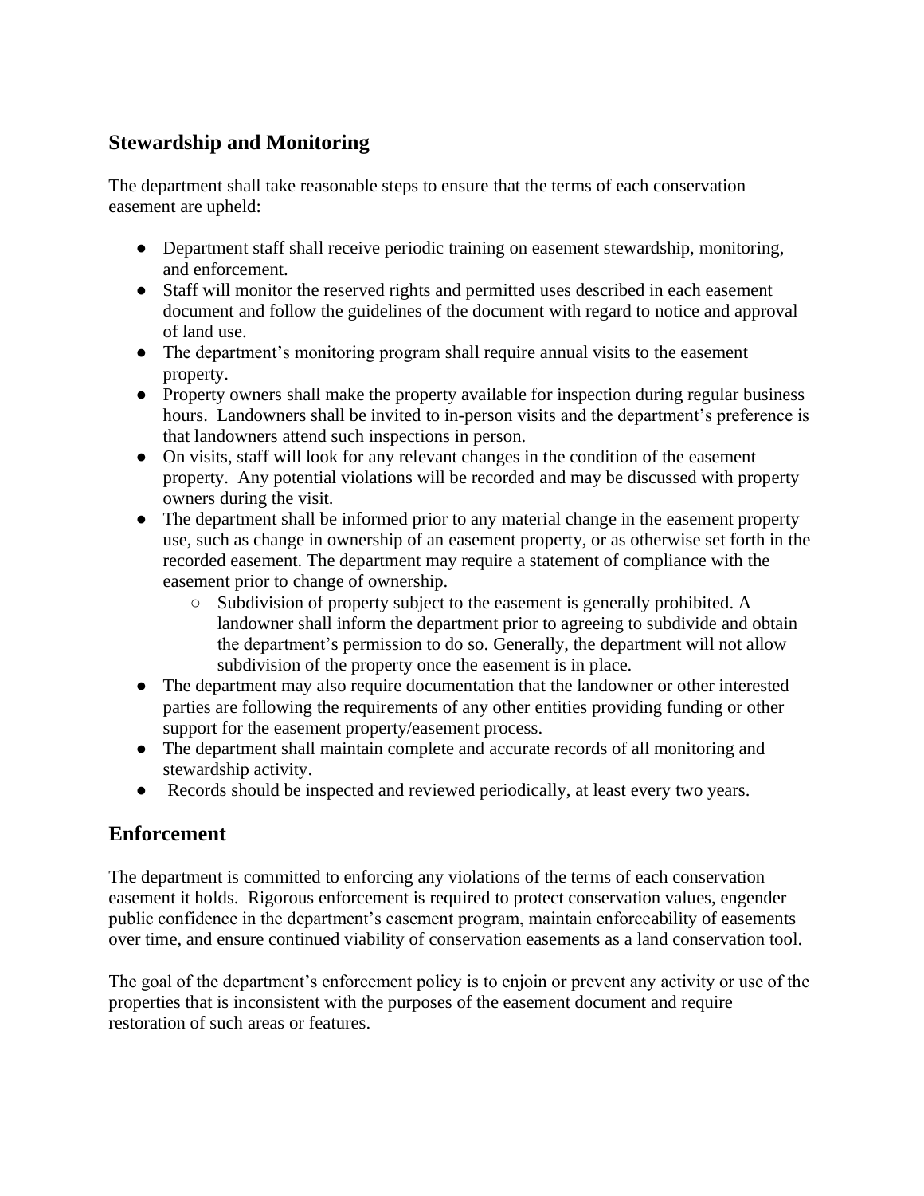## Stewardship and Monitoring

The department shall take reasonable steps to ensure that the terms of each conservation easement are upheld:

- Department staff shall receive periodic training on easement stewardship, monitoring, and enforcement.
- Staff will monitor the reserved rights and permitted uses described in each easement document and follow the guidelines of the document with regard to notice and approval of land use.
- The department's monitoring program shall require annual visits to the easement property.
- Property owners shall make the property available for inspection during regular business hours. Landowners shall be invited to in-person visits and the department's preference is that landowners attend such inspections in person.
- On visits, staff will look for any relevant changes in the condition of the easement property. Any potential violations will be recorded and may be discussed with property owners during the visit.
- The department shall be informed prior to any material change in the easement property use, such as change in ownership of an easement property, or as otherwise set forth in the recorded easement. The department may require a statement of compliance with the easement prior to change of ownership.
    - Subdivision of property subject to the easement is generally prohibited. A landowner shall inform the department prior to agreeing to subdivide and obtain the department's permission to do so. Generally, the department will not allow subdivision of the property once the easement is in place.
- The department may also require documentation that the landowner or other interested parties are following the requirements of any other entities providing funding or other support for the easement property/easement process.
- The department shall maintain complete and accurate records of all monitoring and stewardship activity.
- Records should be inspected and reviewed periodically, at least every two years.

## Enforcement

The department is committed to enforcing any violations of the terms of each conservation easement it holds. Rigorous enforcement is required to protect conservation values, engender public confidence in the department's easement program, maintain enforceability of easements over time, and ensure continued viability of conservation easements as a land conservation tool.

The goal of the department's enforcement policy is to enjoin or prevent any activity or use of the properties that is inconsistent with the purposes of the easement document and require restoration of such areas or features.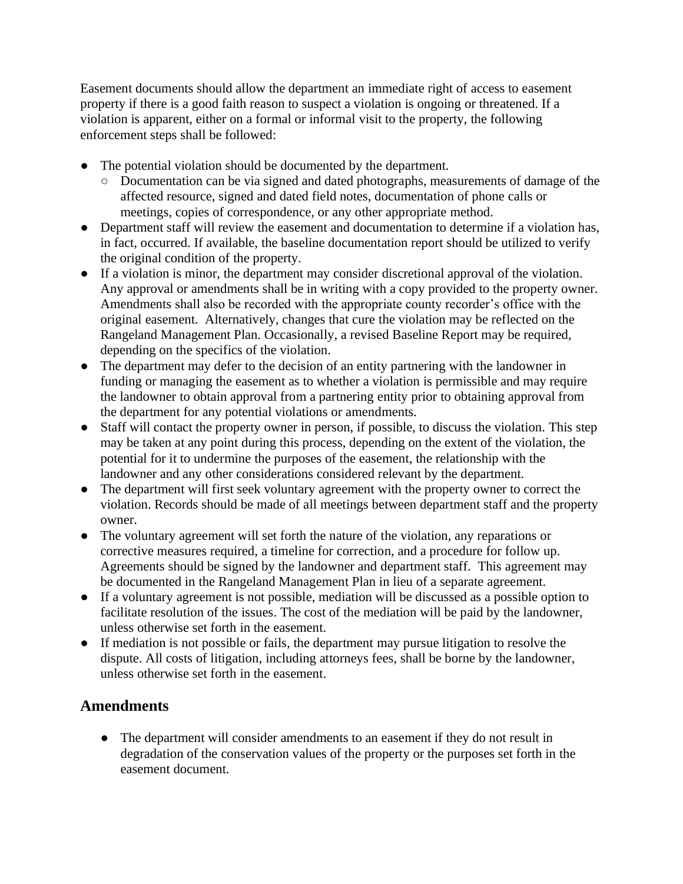Easement documents should allow the department an immediate right of access to easement property if there is a good faith reason to suspect a violation is ongoing or threatened. If a violation is apparent, either on a formal or informal visit to the property, the following enforcement steps shall be followed:

- The potential violation should be documented by the department.
  - Documentation can be via signed and dated photographs, measurements of damage of the affected resource, signed and dated field notes, documentation of phone calls or meetings, copies of correspondence, or any other appropriate method.
- Department staff will review the easement and documentation to determine if a violation has, in fact, occurred. If available, the baseline documentation report should be utilized to verify the original condition of the property.
- If a violation is minor, the department may consider discretional approval of the violation. Any approval or amendments shall be in writing with a copy provided to the property owner. Amendments shall also be recorded with the appropriate county recorder's office with the original easement. Alternatively, changes that cure the violation may be reflected on the Rangeland Management Plan. Occasionally, a revised Baseline Report may be required, depending on the specifics of the violation.
- The department may defer to the decision of an entity partnering with the landowner in funding or managing the easement as to whether a violation is permissible and may require the landowner to obtain approval from a partnering entity prior to obtaining approval from the department for any potential violations or amendments.
- Staff will contact the property owner in person, if possible, to discuss the violation. This step may be taken at any point during this process, depending on the extent of the violation, the potential for it to undermine the purposes of the easement, the relationship with the landowner and any other considerations considered relevant by the department.
- The department will first seek voluntary agreement with the property owner to correct the violation. Records should be made of all meetings between department staff and the property owner.
- The voluntary agreement will set forth the nature of the violation, any reparations or corrective measures required, a timeline for correction, and a procedure for follow up. Agreements should be signed by the landowner and department staff. This agreement may be documented in the Rangeland Management Plan in lieu of a separate agreement.
- If a voluntary agreement is not possible, mediation will be discussed as a possible option to facilitate resolution of the issues. The cost of the mediation will be paid by the landowner, unless otherwise set forth in the easement.
- If mediation is not possible or fails, the department may pursue litigation to resolve the dispute. All costs of litigation, including attorneys fees, shall be borne by the landowner, unless otherwise set forth in the easement.

## Amendments

- The department will consider amendments to an easement if they do not result in degradation of the conservation values of the property or the purposes set forth in the easement document.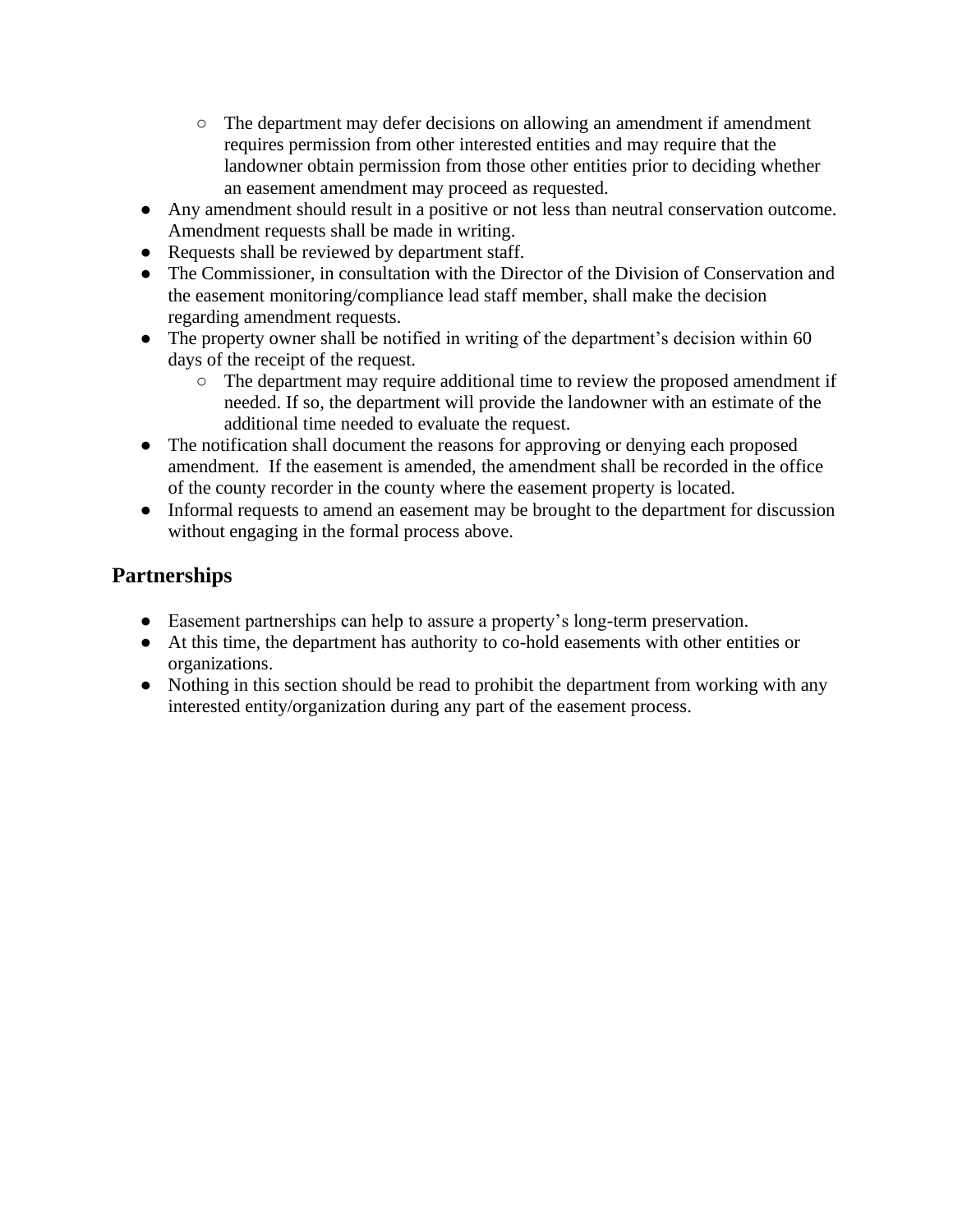- The department may defer decisions on allowing an amendment if amendment requires permission from other interested entities and may require that the landowner obtain permission from those other entities prior to deciding whether an easement amendment may proceed as requested.
- Any amendment should result in a positive or not less than neutral conservation outcome. Amendment requests shall be made in writing.
- Requests shall be reviewed by department staff.
- The Commissioner, in consultation with the Director of the Division of Conservation and the easement monitoring/compliance lead staff member, shall make the decision regarding amendment requests.
- The property owner shall be notified in writing of the department's decision within 60 days of the receipt of the request.
    - The department may require additional time to review the proposed amendment if needed. If so, the department will provide the landowner with an estimate of the additional time needed to evaluate the request.
- The notification shall document the reasons for approving or denying each proposed amendment. If the easement is amended, the amendment shall be recorded in the office of the county recorder in the county where the easement property is located.
- Informal requests to amend an easement may be brought to the department for discussion without engaging in the formal process above.

## Partnerships

- Easement partnerships can help to assure a property's long-term preservation.
- At this time, the department has authority to co-hold easements with other entities or organizations.
- Nothing in this section should be read to prohibit the department from working with any interested entity/organization during any part of the easement process.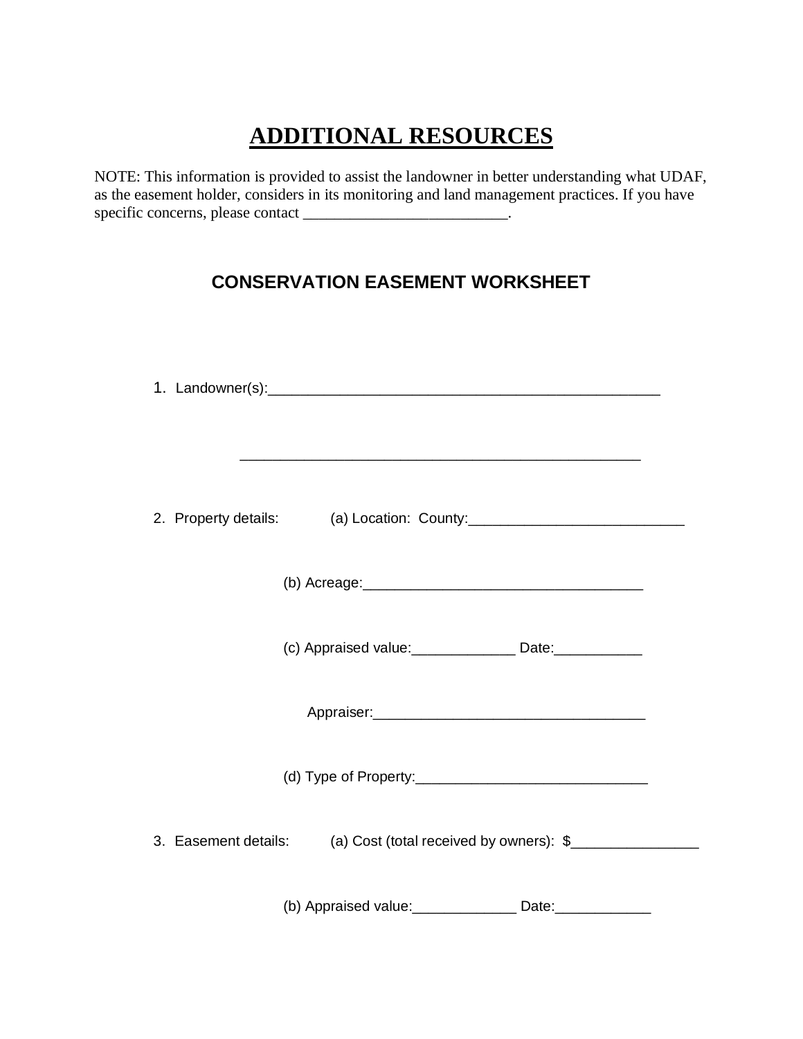# ADDITIONAL RESOURCES

NOTE: This information is provided to assist the landowner in better understanding what UDAF, as the easement holder, considers in its monitoring and land management practices. If you have specific concerns, please contact __________________________.

## CONSERVATION EASEMENT WORKSHEET

1. Landowner(s):___________________________________________________

   ___________________________________________________

2. Property details: (a) Location: County:___________________________

   (b) Acreage:___________________________________

   (c) Appraised value:_____________ Date:___________

   Appraiser:__________________________________

   (d) Type of Property:_____________________________

3. Easement details: (a) Cost (total received by owners): $________________

   (b) Appraised value:_____________ Date:____________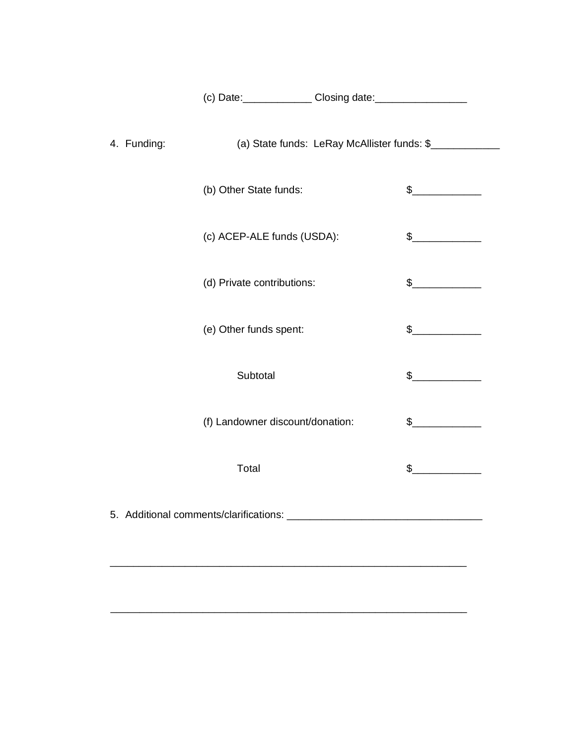(c) Date:____________ Closing date:________________

4. Funding: (a) State funds: LeRay McAllister funds: $____________

(b) Other State funds: $____________

(c) ACEP-ALE funds (USDA): $____________

(d) Private contributions: $____________

(e) Other funds spent: $____________

Subtotal $____________

(f) Landowner discount/donation: $____________

Total $____________

5. Additional comments/clarifications: _________________________________

_____________________________________________________________

_____________________________________________________________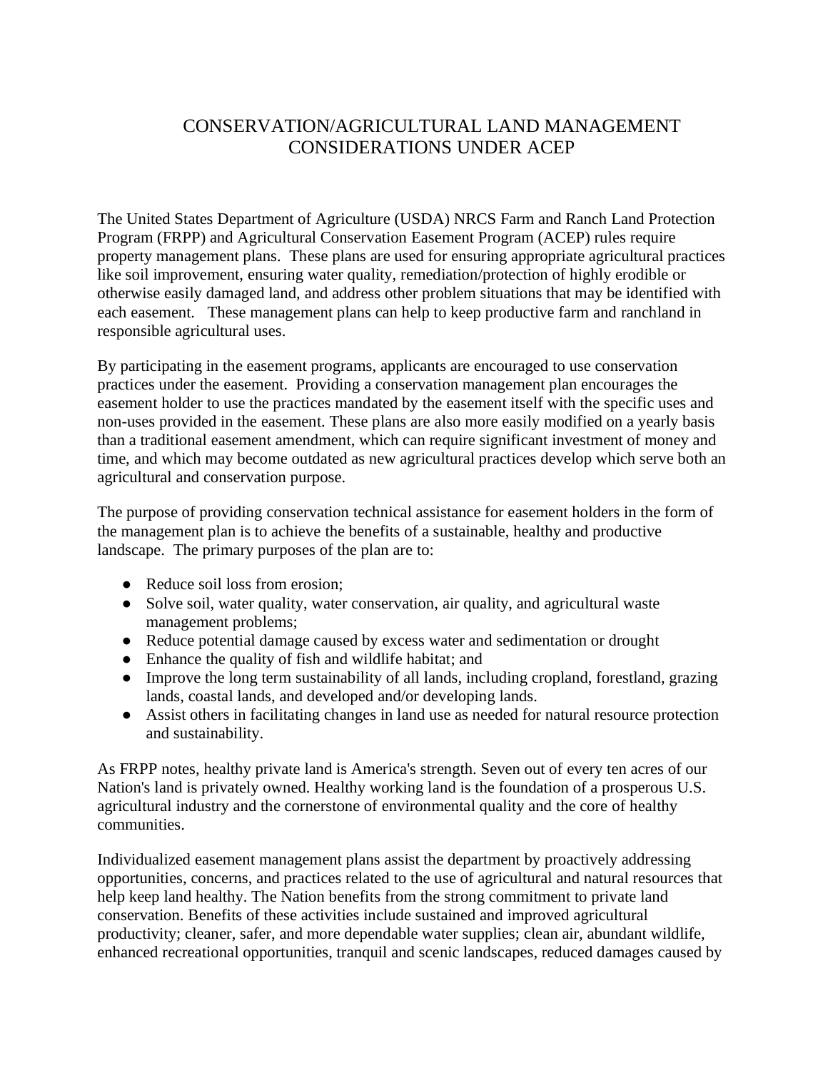# CONSERVATION/AGRICULTURAL LAND MANAGEMENT CONSIDERATIONS UNDER ACEP

The United States Department of Agriculture (USDA) NRCS Farm and Ranch Land Protection Program (FRPP) and Agricultural Conservation Easement Program (ACEP) rules require property management plans. These plans are used for ensuring appropriate agricultural practices like soil improvement, ensuring water quality, remediation/protection of highly erodible or otherwise easily damaged land, and address other problem situations that may be identified with each easement. These management plans can help to keep productive farm and ranchland in responsible agricultural uses.

By participating in the easement programs, applicants are encouraged to use conservation practices under the easement. Providing a conservation management plan encourages the easement holder to use the practices mandated by the easement itself with the specific uses and non-uses provided in the easement. These plans are also more easily modified on a yearly basis than a traditional easement amendment, which can require significant investment of money and time, and which may become outdated as new agricultural practices develop which serve both an agricultural and conservation purpose.

The purpose of providing conservation technical assistance for easement holders in the form of the management plan is to achieve the benefits of a sustainable, healthy and productive landscape. The primary purposes of the plan are to:

- Reduce soil loss from erosion;
- Solve soil, water quality, water conservation, air quality, and agricultural waste management problems;
- Reduce potential damage caused by excess water and sedimentation or drought
- Enhance the quality of fish and wildlife habitat; and
- Improve the long term sustainability of all lands, including cropland, forestland, grazing lands, coastal lands, and developed and/or developing lands.
- Assist others in facilitating changes in land use as needed for natural resource protection and sustainability.

As FRPP notes, healthy private land is America's strength. Seven out of every ten acres of our Nation's land is privately owned. Healthy working land is the foundation of a prosperous U.S. agricultural industry and the cornerstone of environmental quality and the core of healthy communities.

Individualized easement management plans assist the department by proactively addressing opportunities, concerns, and practices related to the use of agricultural and natural resources that help keep land healthy. The Nation benefits from the strong commitment to private land conservation. Benefits of these activities include sustained and improved agricultural productivity; cleaner, safer, and more dependable water supplies; clean air, abundant wildlife, enhanced recreational opportunities, tranquil and scenic landscapes, reduced damages caused by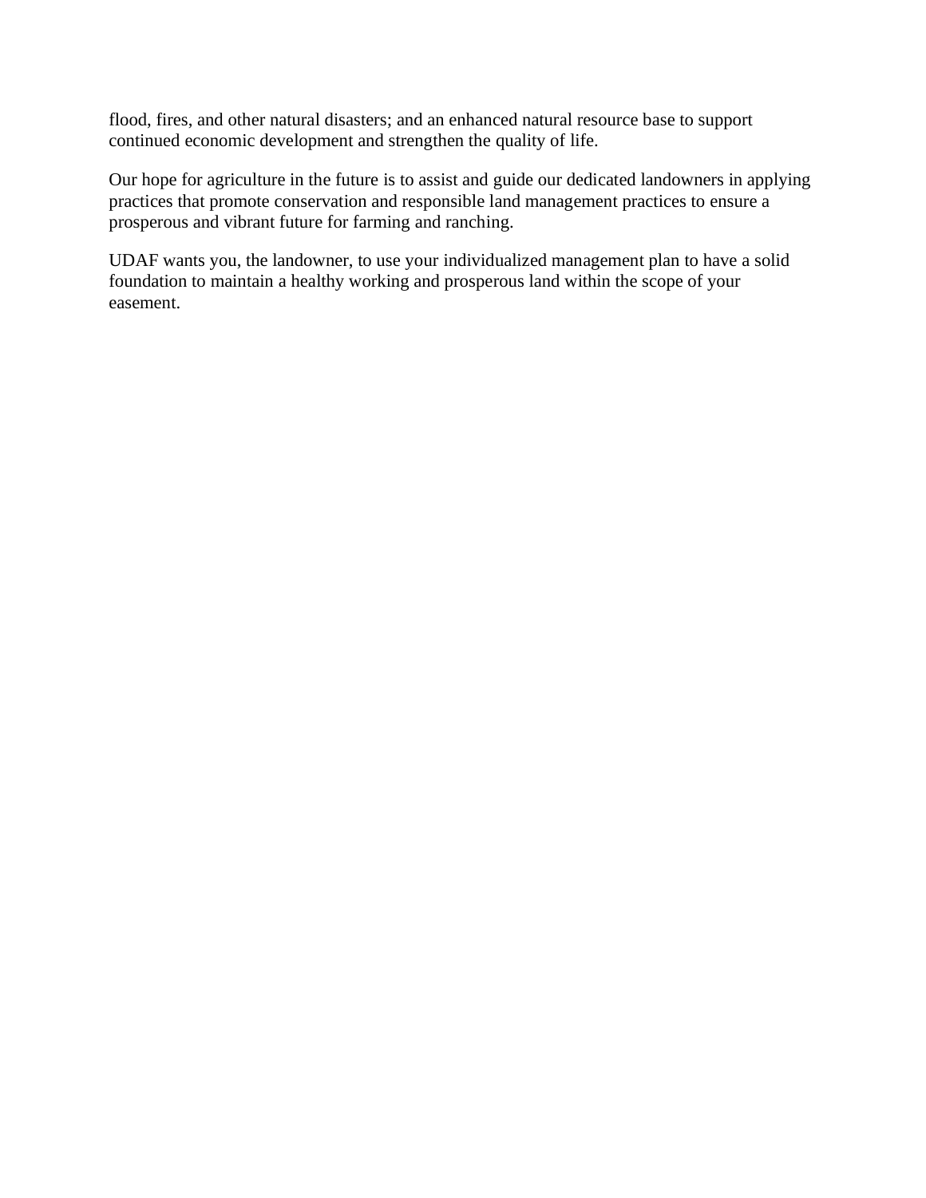flood, fires, and other natural disasters; and an enhanced natural resource base to support continued economic development and strengthen the quality of life.

Our hope for agriculture in the future is to assist and guide our dedicated landowners in applying practices that promote conservation and responsible land management practices to ensure a prosperous and vibrant future for farming and ranching.

UDAF wants you, the landowner, to use your individualized management plan to have a solid foundation to maintain a healthy working and prosperous land within the scope of your easement.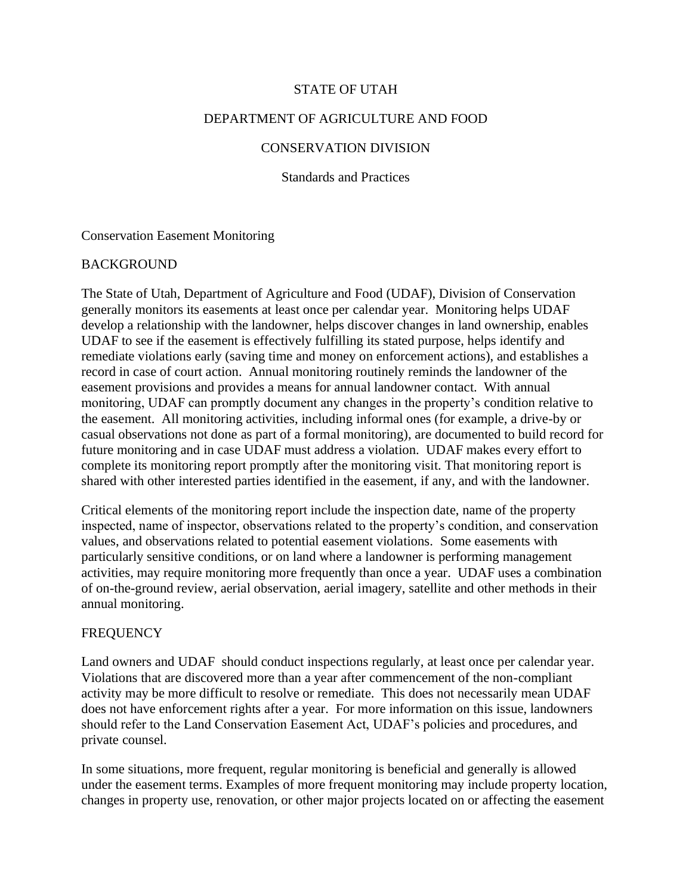STATE OF UTAH

DEPARTMENT OF AGRICULTURE AND FOOD

CONSERVATION DIVISION

Standards and Practices

Conservation Easement Monitoring

BACKGROUND

The State of Utah, Department of Agriculture and Food (UDAF), Division of Conservation generally monitors its easements at least once per calendar year. Monitoring helps UDAF develop a relationship with the landowner, helps discover changes in land ownership, enables UDAF to see if the easement is effectively fulfilling its stated purpose, helps identify and remediate violations early (saving time and money on enforcement actions), and establishes a record in case of court action. Annual monitoring routinely reminds the landowner of the easement provisions and provides a means for annual landowner contact. With annual monitoring, UDAF can promptly document any changes in the property's condition relative to the easement. All monitoring activities, including informal ones (for example, a drive-by or casual observations not done as part of a formal monitoring), are documented to build record for future monitoring and in case UDAF must address a violation. UDAF makes every effort to complete its monitoring report promptly after the monitoring visit. That monitoring report is shared with other interested parties identified in the easement, if any, and with the landowner.

Critical elements of the monitoring report include the inspection date, name of the property inspected, name of inspector, observations related to the property's condition, and conservation values, and observations related to potential easement violations. Some easements with particularly sensitive conditions, or on land where a landowner is performing management activities, may require monitoring more frequently than once a year. UDAF uses a combination of on-the-ground review, aerial observation, aerial imagery, satellite and other methods in their annual monitoring.

FREQUENCY

Land owners and UDAF should conduct inspections regularly, at least once per calendar year. Violations that are discovered more than a year after commencement of the non-compliant activity may be more difficult to resolve or remediate. This does not necessarily mean UDAF does not have enforcement rights after a year. For more information on this issue, landowners should refer to the Land Conservation Easement Act, UDAF's policies and procedures, and private counsel.

In some situations, more frequent, regular monitoring is beneficial and generally is allowed under the easement terms. Examples of more frequent monitoring may include property location, changes in property use, renovation, or other major projects located on or affecting the easement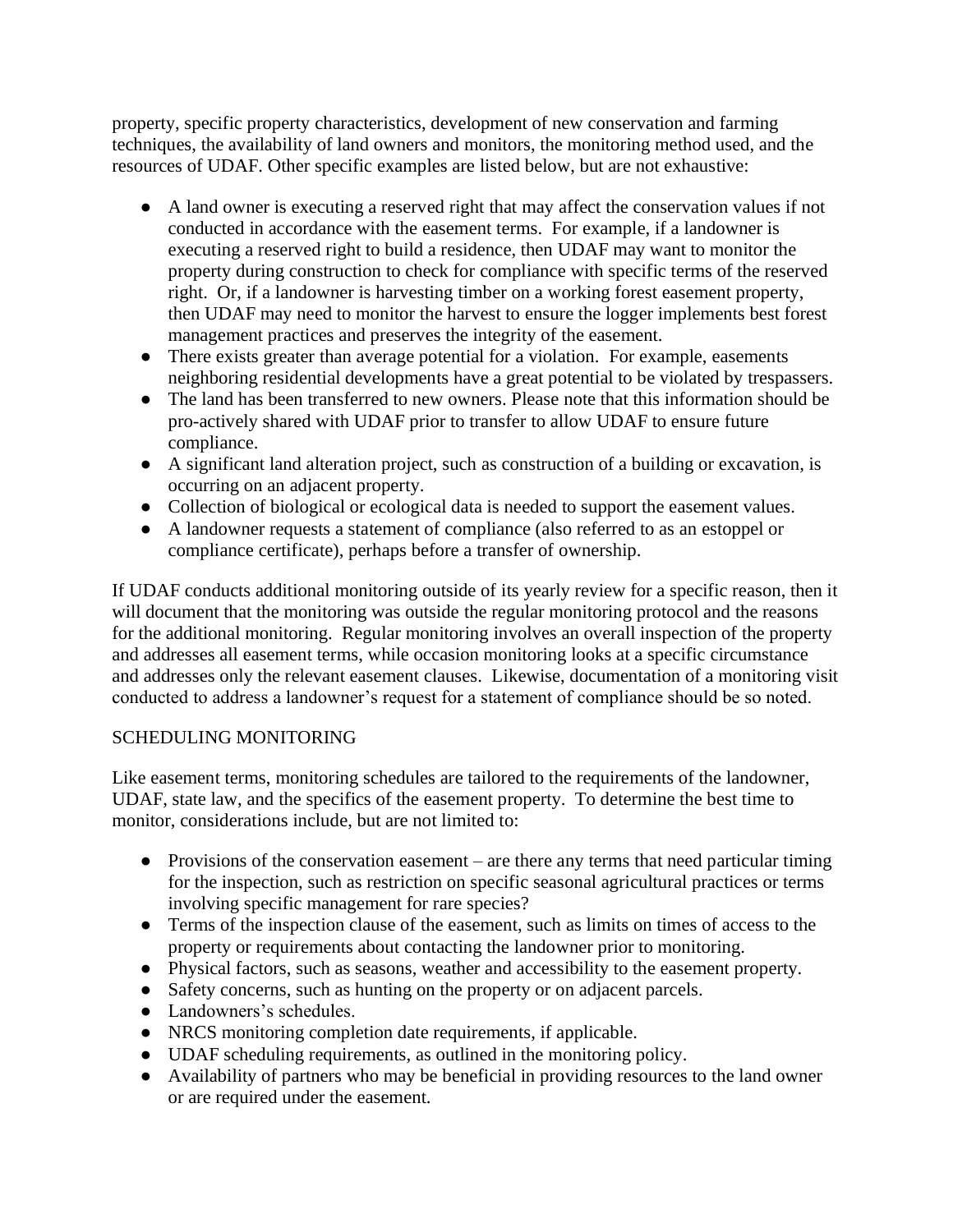property, specific property characteristics, development of new conservation and farming techniques, the availability of land owners and monitors, the monitoring method used, and the resources of UDAF. Other specific examples are listed below, but are not exhaustive:

- A land owner is executing a reserved right that may affect the conservation values if not conducted in accordance with the easement terms. For example, if a landowner is executing a reserved right to build a residence, then UDAF may want to monitor the property during construction to check for compliance with specific terms of the reserved right. Or, if a landowner is harvesting timber on a working forest easement property, then UDAF may need to monitor the harvest to ensure the logger implements best forest management practices and preserves the integrity of the easement.
- There exists greater than average potential for a violation. For example, easements neighboring residential developments have a great potential to be violated by trespassers.
- The land has been transferred to new owners. Please note that this information should be pro-actively shared with UDAF prior to transfer to allow UDAF to ensure future compliance.
- A significant land alteration project, such as construction of a building or excavation, is occurring on an adjacent property.
- Collection of biological or ecological data is needed to support the easement values.
- A landowner requests a statement of compliance (also referred to as an estoppel or compliance certificate), perhaps before a transfer of ownership.

If UDAF conducts additional monitoring outside of its yearly review for a specific reason, then it will document that the monitoring was outside the regular monitoring protocol and the reasons for the additional monitoring. Regular monitoring involves an overall inspection of the property and addresses all easement terms, while occasion monitoring looks at a specific circumstance and addresses only the relevant easement clauses. Likewise, documentation of a monitoring visit conducted to address a landowner's request for a statement of compliance should be so noted.

## SCHEDULING MONITORING

Like easement terms, monitoring schedules are tailored to the requirements of the landowner, UDAF, state law, and the specifics of the easement property. To determine the best time to monitor, considerations include, but are not limited to:

- Provisions of the conservation easement – are there any terms that need particular timing for the inspection, such as restriction on specific seasonal agricultural practices or terms involving specific management for rare species?
- Terms of the inspection clause of the easement, such as limits on times of access to the property or requirements about contacting the landowner prior to monitoring.
- Physical factors, such as seasons, weather and accessibility to the easement property.
- Safety concerns, such as hunting on the property or on adjacent parcels.
- Landowners's schedules.
- NRCS monitoring completion date requirements, if applicable.
- UDAF scheduling requirements, as outlined in the monitoring policy.
- Availability of partners who may be beneficial in providing resources to the land owner or are required under the easement.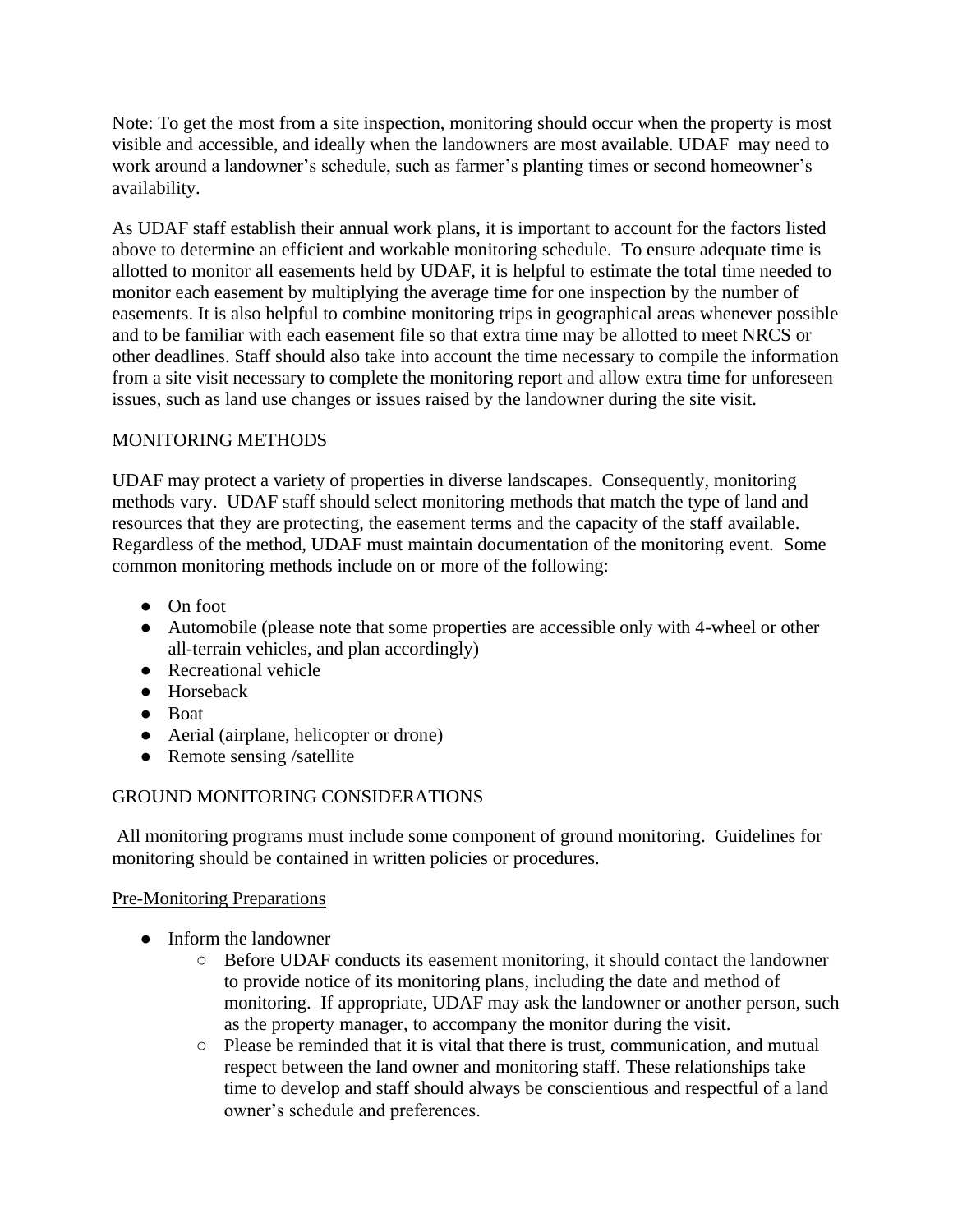Note: To get the most from a site inspection, monitoring should occur when the property is most visible and accessible, and ideally when the landowners are most available. UDAF may need to work around a landowner's schedule, such as farmer's planting times or second homeowner's availability.

As UDAF staff establish their annual work plans, it is important to account for the factors listed above to determine an efficient and workable monitoring schedule. To ensure adequate time is allotted to monitor all easements held by UDAF, it is helpful to estimate the total time needed to monitor each easement by multiplying the average time for one inspection by the number of easements. It is also helpful to combine monitoring trips in geographical areas whenever possible and to be familiar with each easement file so that extra time may be allotted to meet NRCS or other deadlines. Staff should also take into account the time necessary to compile the information from a site visit necessary to complete the monitoring report and allow extra time for unforeseen issues, such as land use changes or issues raised by the landowner during the site visit.

## MONITORING METHODS

UDAF may protect a variety of properties in diverse landscapes. Consequently, monitoring methods vary. UDAF staff should select monitoring methods that match the type of land and resources that they are protecting, the easement terms and the capacity of the staff available. Regardless of the method, UDAF must maintain documentation of the monitoring event. Some common monitoring methods include on or more of the following:

- On foot
- Automobile (please note that some properties are accessible only with 4-wheel or other all-terrain vehicles, and plan accordingly)
- Recreational vehicle
- Horseback
- Boat
- Aerial (airplane, helicopter or drone)
- Remote sensing /satellite

## GROUND MONITORING CONSIDERATIONS

All monitoring programs must include some component of ground monitoring. Guidelines for monitoring should be contained in written policies or procedures.

### Pre-Monitoring Preparations

- Inform the landowner
  - Before UDAF conducts its easement monitoring, it should contact the landowner to provide notice of its monitoring plans, including the date and method of monitoring. If appropriate, UDAF may ask the landowner or another person, such as the property manager, to accompany the monitor during the visit.
  - Please be reminded that it is vital that there is trust, communication, and mutual respect between the land owner and monitoring staff. These relationships take time to develop and staff should always be conscientious and respectful of a land owner's schedule and preferences.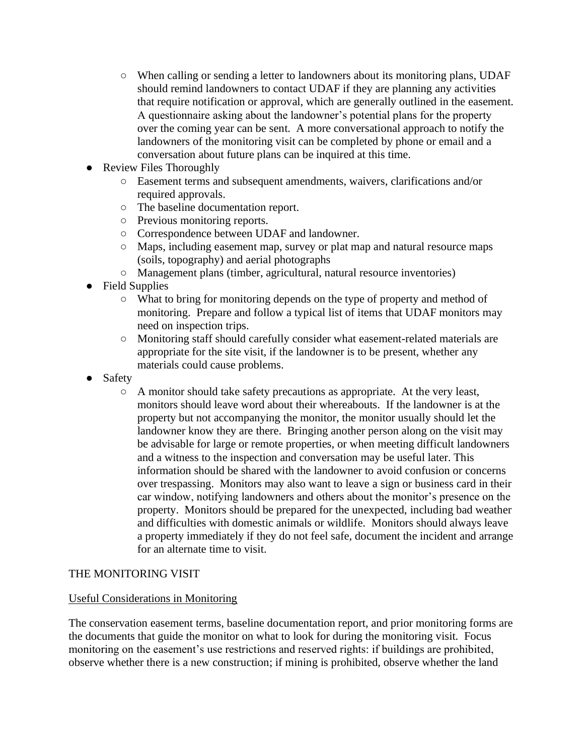- When calling or sending a letter to landowners about its monitoring plans, UDAF should remind landowners to contact UDAF if they are planning any activities that require notification or approval, which are generally outlined in the easement. A questionnaire asking about the landowner's potential plans for the property over the coming year can be sent. A more conversational approach to notify the landowners of the monitoring visit can be completed by phone or email and a conversation about future plans can be inquired at this time.
- Review Files Thoroughly
    - Easement terms and subsequent amendments, waivers, clarifications and/or required approvals.
    - The baseline documentation report.
    - Previous monitoring reports.
    - Correspondence between UDAF and landowner.
    - Maps, including easement map, survey or plat map and natural resource maps (soils, topography) and aerial photographs
    - Management plans (timber, agricultural, natural resource inventories)
- Field Supplies
    - What to bring for monitoring depends on the type of property and method of monitoring. Prepare and follow a typical list of items that UDAF monitors may need on inspection trips.
    - Monitoring staff should carefully consider what easement-related materials are appropriate for the site visit, if the landowner is to be present, whether any materials could cause problems.
- Safety
    - A monitor should take safety precautions as appropriate. At the very least, monitors should leave word about their whereabouts. If the landowner is at the property but not accompanying the monitor, the monitor usually should let the landowner know they are there. Bringing another person along on the visit may be advisable for large or remote properties, or when meeting difficult landowners and a witness to the inspection and conversation may be useful later. This information should be shared with the landowner to avoid confusion or concerns over trespassing. Monitors may also want to leave a sign or business card in their car window, notifying landowners and others about the monitor's presence on the property. Monitors should be prepared for the unexpected, including bad weather and difficulties with domestic animals or wildlife. Monitors should always leave a property immediately if they do not feel safe, document the incident and arrange for an alternate time to visit.

## THE MONITORING VISIT

### Useful Considerations in Monitoring

The conservation easement terms, baseline documentation report, and prior monitoring forms are the documents that guide the monitor on what to look for during the monitoring visit. Focus monitoring on the easement's use restrictions and reserved rights: if buildings are prohibited, observe whether there is a new construction; if mining is prohibited, observe whether the land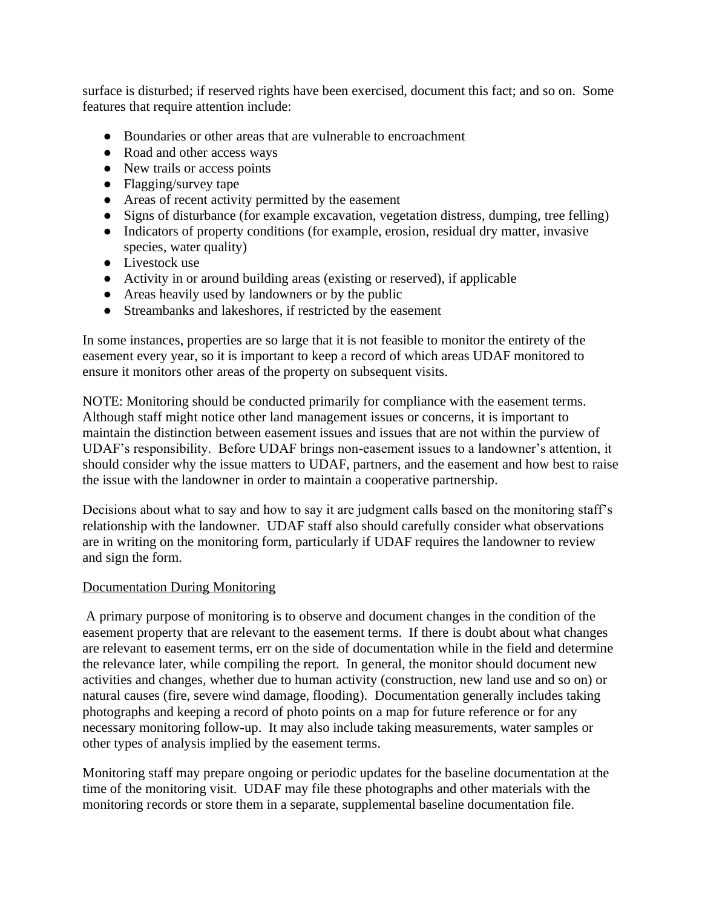surface is disturbed; if reserved rights have been exercised, document this fact; and so on. Some features that require attention include:

- Boundaries or other areas that are vulnerable to encroachment
- Road and other access ways
- New trails or access points
- Flagging/survey tape
- Areas of recent activity permitted by the easement
- Signs of disturbance (for example excavation, vegetation distress, dumping, tree felling)
- Indicators of property conditions (for example, erosion, residual dry matter, invasive species, water quality)
- Livestock use
- Activity in or around building areas (existing or reserved), if applicable
- Areas heavily used by landowners or by the public
- Streambanks and lakeshores, if restricted by the easement

In some instances, properties are so large that it is not feasible to monitor the entirety of the easement every year, so it is important to keep a record of which areas UDAF monitored to ensure it monitors other areas of the property on subsequent visits.

NOTE: Monitoring should be conducted primarily for compliance with the easement terms. Although staff might notice other land management issues or concerns, it is important to maintain the distinction between easement issues and issues that are not within the purview of UDAF's responsibility. Before UDAF brings non-easement issues to a landowner's attention, it should consider why the issue matters to UDAF, partners, and the easement and how best to raise the issue with the landowner in order to maintain a cooperative partnership.

Decisions about what to say and how to say it are judgment calls based on the monitoring staff's relationship with the landowner. UDAF staff also should carefully consider what observations are in writing on the monitoring form, particularly if UDAF requires the landowner to review and sign the form.

<u>Documentation During Monitoring</u>

A primary purpose of monitoring is to observe and document changes in the condition of the easement property that are relevant to the easement terms. If there is doubt about what changes are relevant to easement terms, err on the side of documentation while in the field and determine the relevance later, while compiling the report. In general, the monitor should document new activities and changes, whether due to human activity (construction, new land use and so on) or natural causes (fire, severe wind damage, flooding). Documentation generally includes taking photographs and keeping a record of photo points on a map for future reference or for any necessary monitoring follow-up. It may also include taking measurements, water samples or other types of analysis implied by the easement terms.

Monitoring staff may prepare ongoing or periodic updates for the baseline documentation at the time of the monitoring visit. UDAF may file these photographs and other materials with the monitoring records or store them in a separate, supplemental baseline documentation file.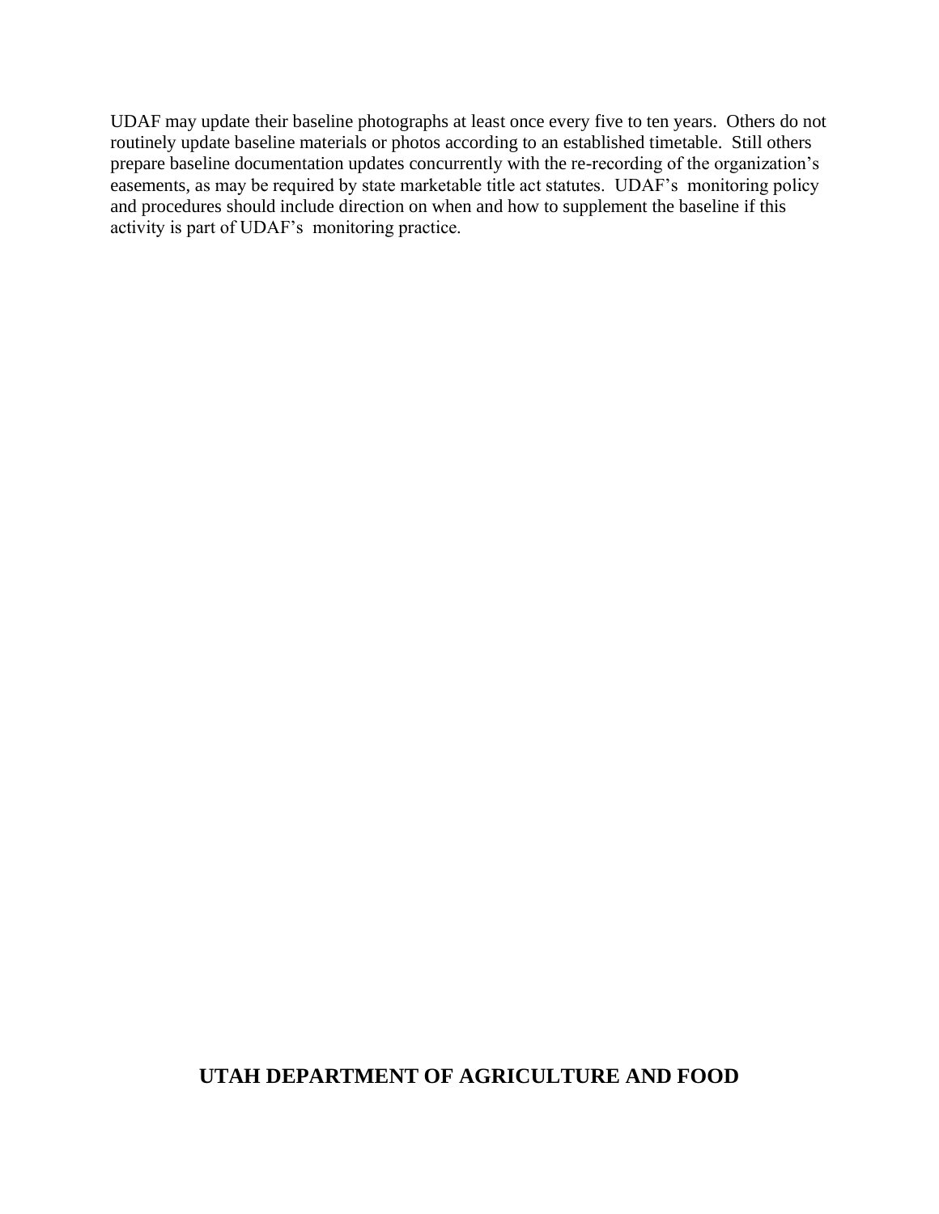UDAF may update their baseline photographs at least once every five to ten years. Others do not routinely update baseline materials or photos according to an established timetable. Still others prepare baseline documentation updates concurrently with the re-recording of the organization's easements, as may be required by state marketable title act statutes. UDAF's monitoring policy and procedures should include direction on when and how to supplement the baseline if this activity is part of UDAF's monitoring practice.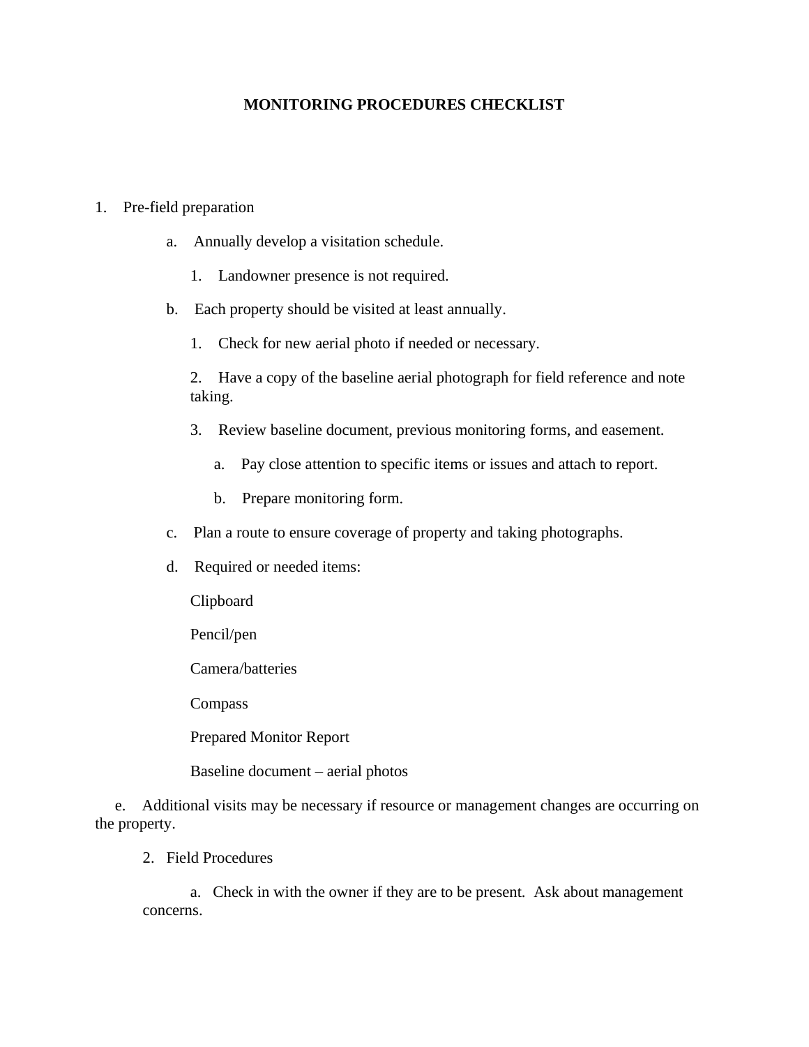# MONITORING PROCEDURES CHECKLIST

1. Pre-field preparation

   a. Annually develop a visitation schedule.

      1. Landowner presence is not required.

   b. Each property should be visited at least annually.

      1. Check for new aerial photo if needed or necessary.

      2. Have a copy of the baseline aerial photograph for field reference and note taking.

      3. Review baseline document, previous monitoring forms, and easement.

         a. Pay close attention to specific items or issues and attach to report.

         b. Prepare monitoring form.

   c. Plan a route to ensure coverage of property and taking photographs.

   d. Required or needed items:

      Clipboard

      Pencil/pen

      Camera/batteries

      Compass

      Prepared Monitor Report

      Baseline document – aerial photos

   e. Additional visits may be necessary if resource or management changes are occurring on the property.

2. Field Procedures

   a. Check in with the owner if they are to be present. Ask about management concerns.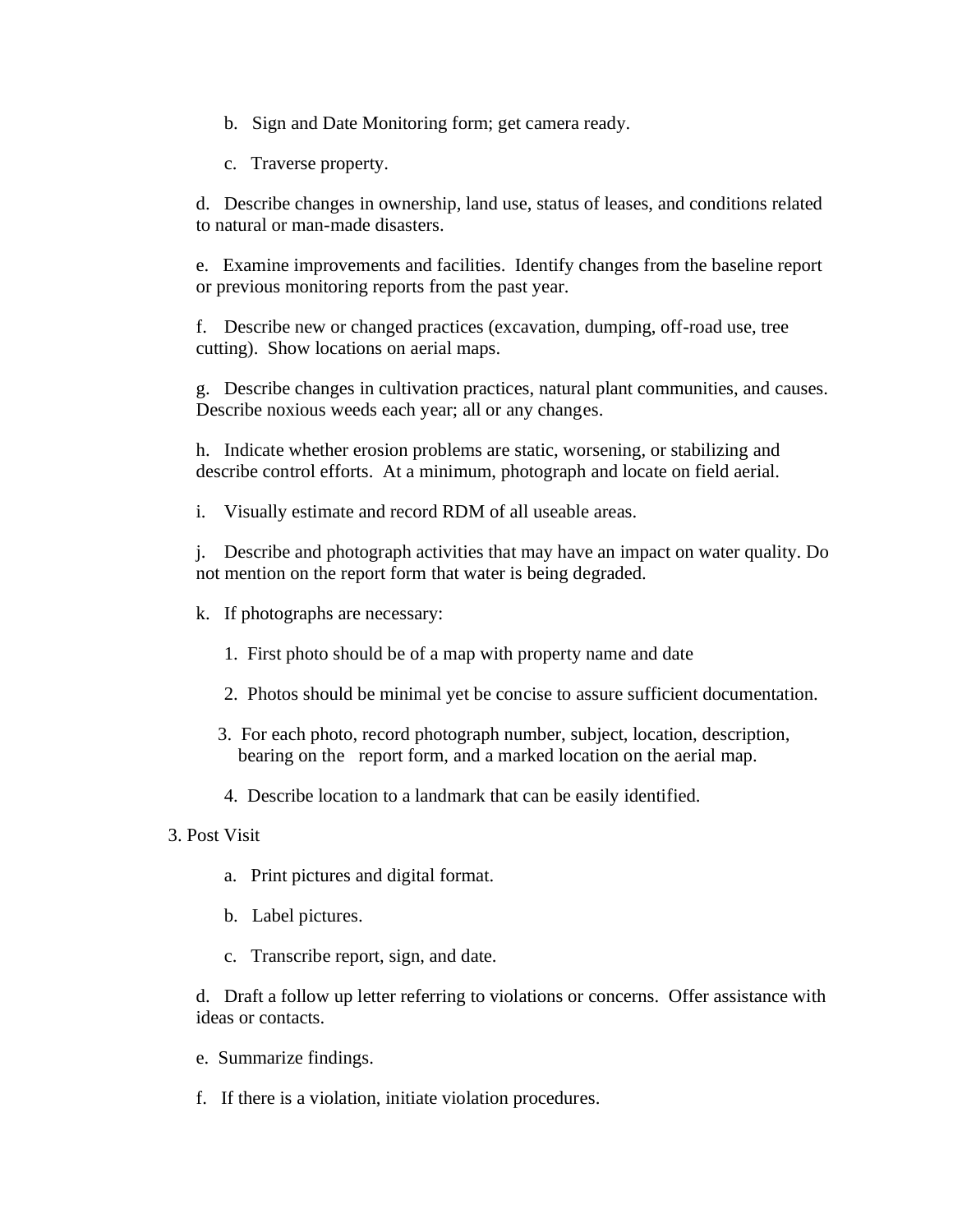b. Sign and Date Monitoring form; get camera ready.

c. Traverse property.

d. Describe changes in ownership, land use, status of leases, and conditions related to natural or man-made disasters.

e. Examine improvements and facilities. Identify changes from the baseline report or previous monitoring reports from the past year.

f. Describe new or changed practices (excavation, dumping, off-road use, tree cutting). Show locations on aerial maps.

g. Describe changes in cultivation practices, natural plant communities, and causes. Describe noxious weeds each year; all or any changes.

h. Indicate whether erosion problems are static, worsening, or stabilizing and describe control efforts. At a minimum, photograph and locate on field aerial.

i. Visually estimate and record RDM of all useable areas.

j. Describe and photograph activities that may have an impact on water quality. Do not mention on the report form that water is being degraded.

k. If photographs are necessary:

1. First photo should be of a map with property name and date
2. Photos should be minimal yet be concise to assure sufficient documentation.
3. For each photo, record photograph number, subject, location, description, bearing on the report form, and a marked location on the aerial map.
4. Describe location to a landmark that can be easily identified.

3. Post Visit

a. Print pictures and digital format.

b. Label pictures.

c. Transcribe report, sign, and date.

d. Draft a follow up letter referring to violations or concerns. Offer assistance with ideas or contacts.

e. Summarize findings.

f. If there is a violation, initiate violation procedures.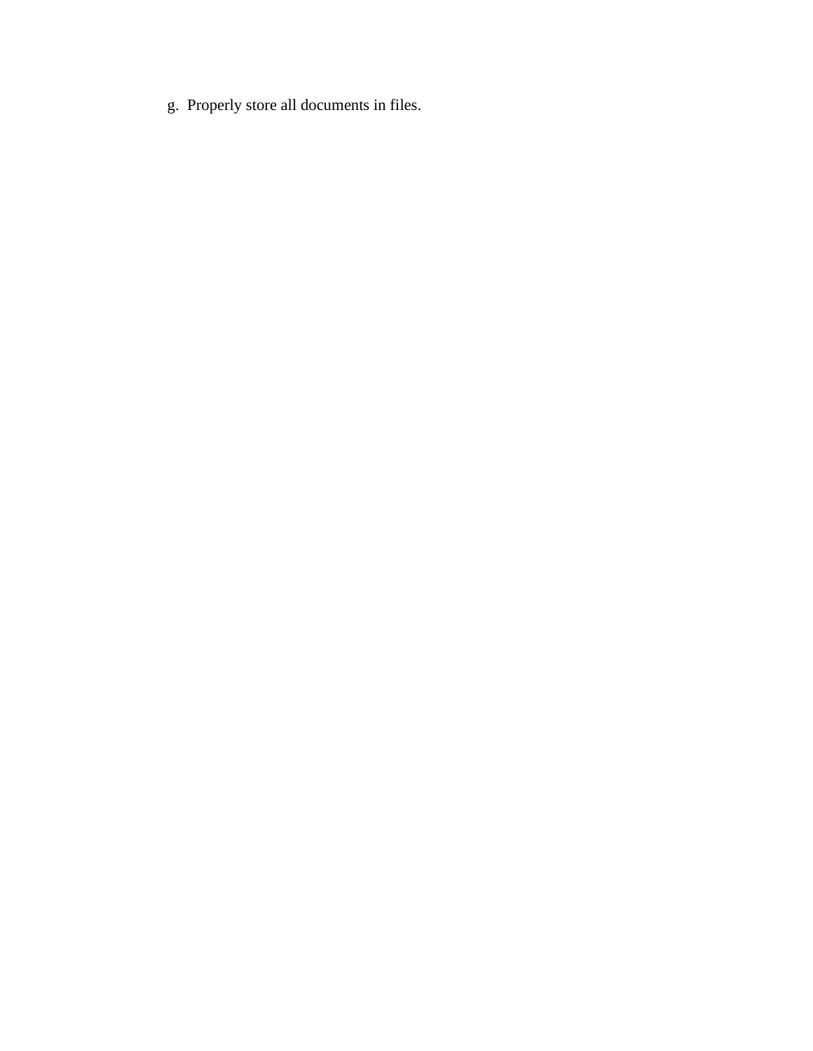g. Properly store all documents in files.